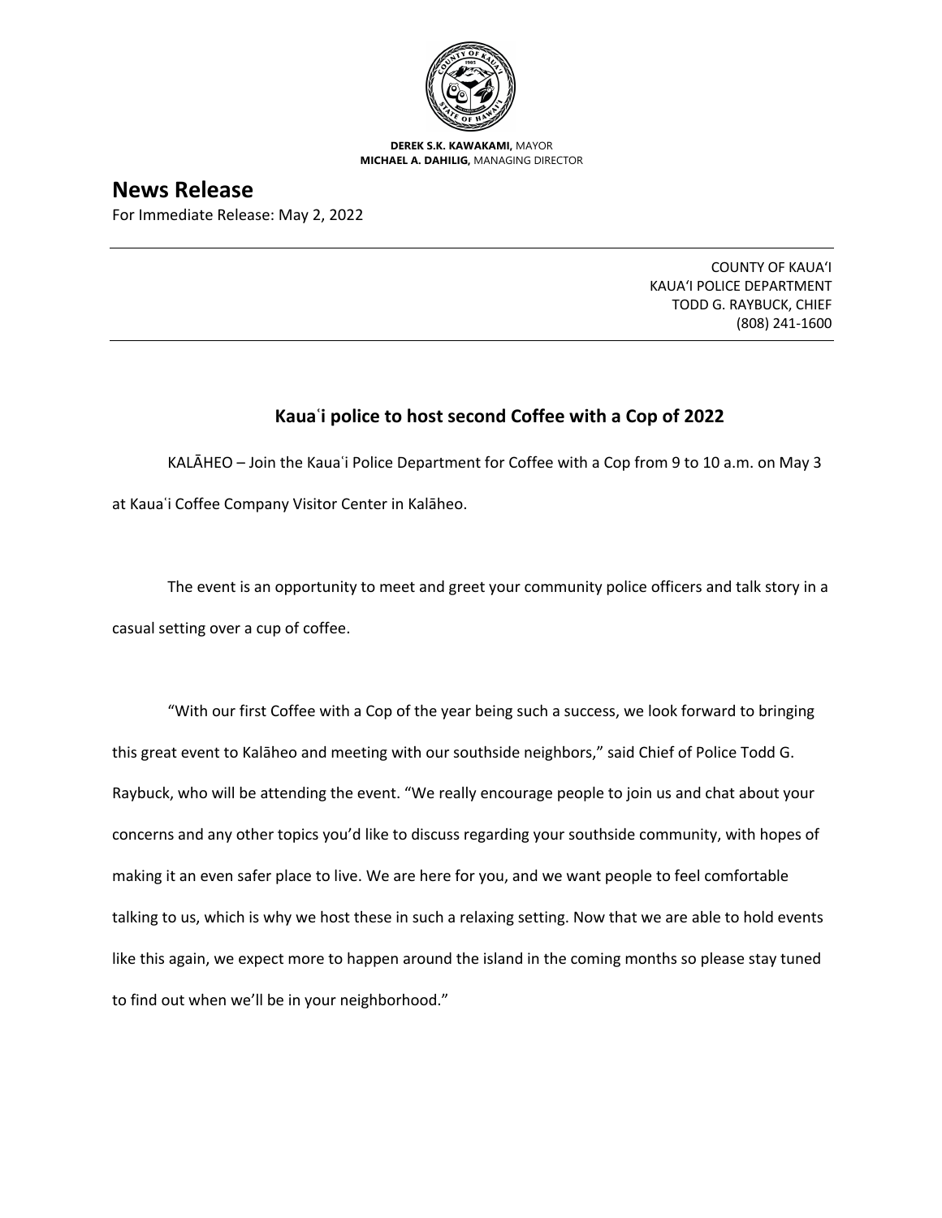**DEREK S.K. KAWAKAMI,** MAYOR
**MICHAEL A. DAHILIG,** MANAGING DIRECTOR

# News Release

For Immediate Release: May 2, 2022

---

COUNTY OF KAUAʻI
KAUAʻI POLICE DEPARTMENT
TODD G. RAYBUCK, CHIEF
(808) 241-1600

---

## Kauaʻi police to host second Coffee with a Cop of 2022

KALĀHEO – Join the Kauaʻi Police Department for Coffee with a Cop from 9 to 10 a.m. on May 3 at Kauaʻi Coffee Company Visitor Center in Kalāheo.

The event is an opportunity to meet and greet your community police officers and talk story in a casual setting over a cup of coffee.

"With our first Coffee with a Cop of the year being such a success, we look forward to bringing this great event to Kalāheo and meeting with our southside neighbors," said Chief of Police Todd G. Raybuck, who will be attending the event. "We really encourage people to join us and chat about your concerns and any other topics you'd like to discuss regarding your southside community, with hopes of making it an even safer place to live. We are here for you, and we want people to feel comfortable talking to us, which is why we host these in such a relaxing setting. Now that we are able to hold events like this again, we expect more to happen around the island in the coming months so please stay tuned to find out when we'll be in your neighborhood."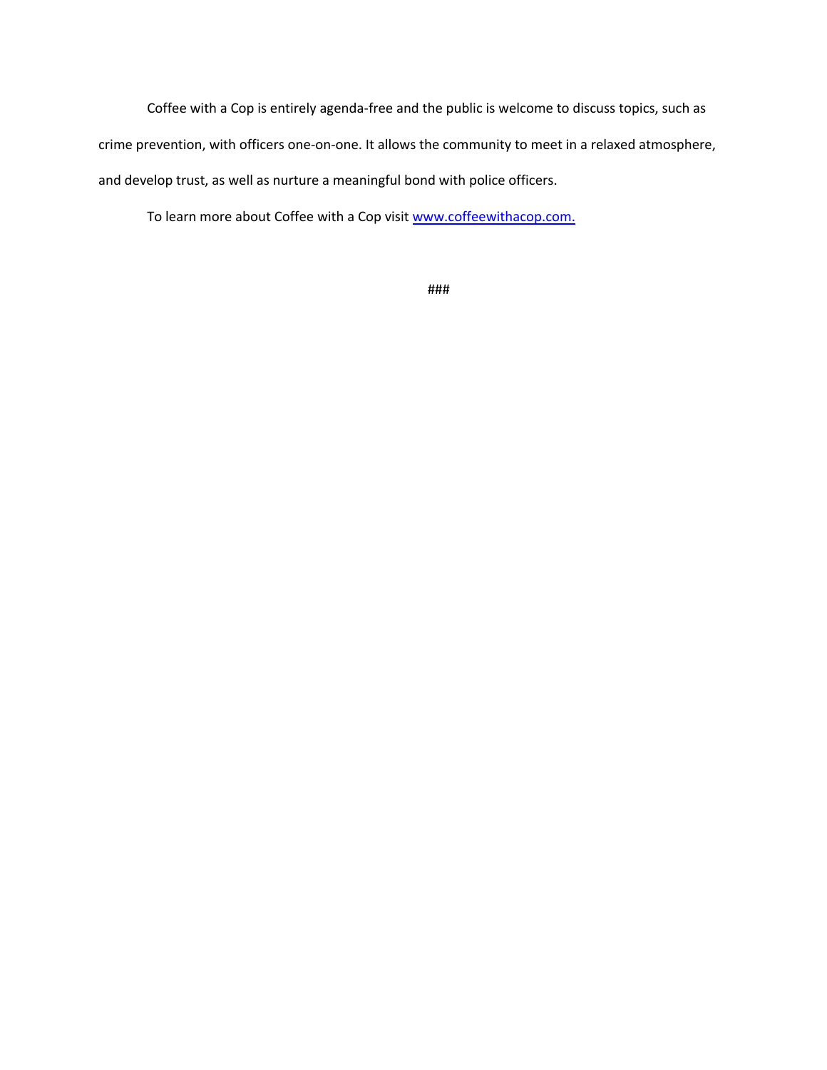Coffee with a Cop is entirely agenda-free and the public is welcome to discuss topics, such as crime prevention, with officers one-on-one. It allows the community to meet in a relaxed atmosphere, and develop trust, as well as nurture a meaningful bond with police officers.

To learn more about Coffee with a Cop visit www.coffeewithacop.com.

###